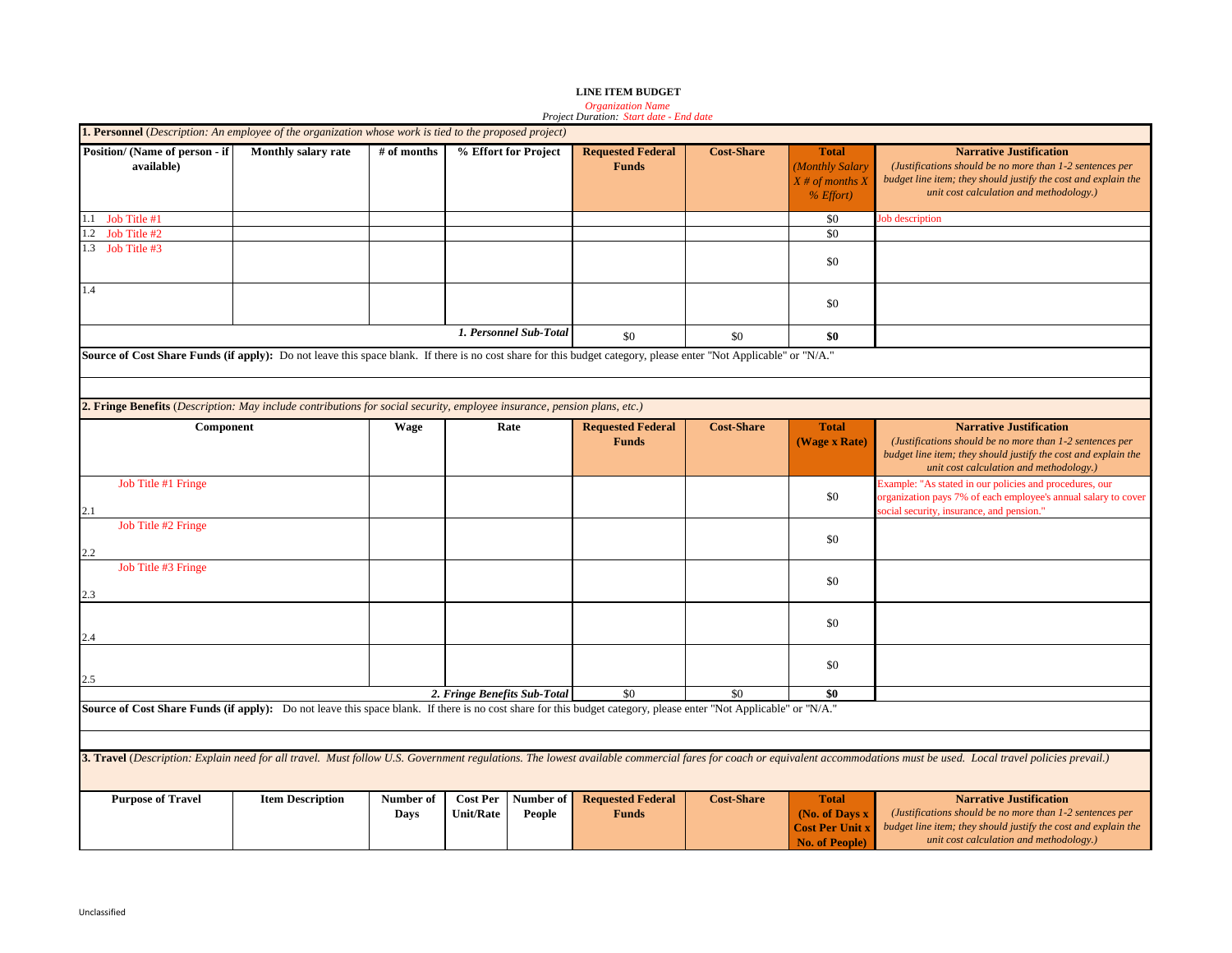**LINE ITEM BUDGET**

*Organization Name*

*Project Duration: Start date - End date*

**1. Personnel** (*Description: An employee of the organization whose work is tied to the proposed project)*

| Position/ (Name of person - if available) | Monthly salary rate | # of months | % Effort for Project | Requested Federal Funds | Cost-Share | Total *(Monthly Salary X # of months X % Effort)* | Narrative Justification *(Justifications should be no more than 1-2 sentences per budget line item; they should justify the cost and explain the unit cost calculation and methodology.)* |
|---|---|---|---|---|---|---|---|
| 1.1 Job Title #1 | | | | | | $0 | Job description |
| 1.2 Job Title #2 | | | | | | $0 | |
| 1.3 Job Title #3 | | | | | | $0 | |
| 1.4 | | | | | | $0 | |
| | | | *1. Personnel Sub-Total* | $0 | $0 | **$0** | |

**Source of Cost Share Funds (if apply):** Do not leave this space blank. If there is no cost share for this budget category, please enter "Not Applicable" or "N/A."

**2. Fringe Benefits** (*Description: May include contributions for social security, employee insurance, pension plans, etc.)*

| Component | Wage | Rate | Requested Federal Funds | Cost-Share | Total (Wage x Rate) | Narrative Justification *(Justifications should be no more than 1-2 sentences per budget line item; they should justify the cost and explain the unit cost calculation and methodology.)* |
|---|---|---|---|---|---|---|
| 2.1 Job Title #1 Fringe | | | | | $0 | Example: "As stated in our policies and procedures, our organization pays 7% of each employee's annual salary to cover social security, insurance, and pension." |
| 2.2 Job Title #2 Fringe | | | | | $0 | |
| 2.3 Job Title #3 Fringe | | | | | $0 | |
| 2.4 | | | | | $0 | |
| 2.5 | | | | | $0 | |
| | | *2. Fringe Benefits Sub-Total* | $0 | $0 | **$0** | |

**Source of Cost Share Funds (if apply):** Do not leave this space blank. If there is no cost share for this budget category, please enter "Not Applicable" or "N/A."

**3. Travel** (*Description: Explain need for all travel. Must follow U.S. Government regulations. The lowest available commercial fares for coach or equivalent accommodations must be used. Local travel policies prevail.)*

| Purpose of Travel | Item Description | Number of Days | Cost Per Unit/Rate | Number of People | Requested Federal Funds | Cost-Share | Total (No. of Days x Cost Per Unit x No. of People) | Narrative Justification *(Justifications should be no more than 1-2 sentences per budget line item; they should justify the cost and explain the unit cost calculation and methodology.)* |
|---|---|---|---|---|---|---|---|---|

Unclassified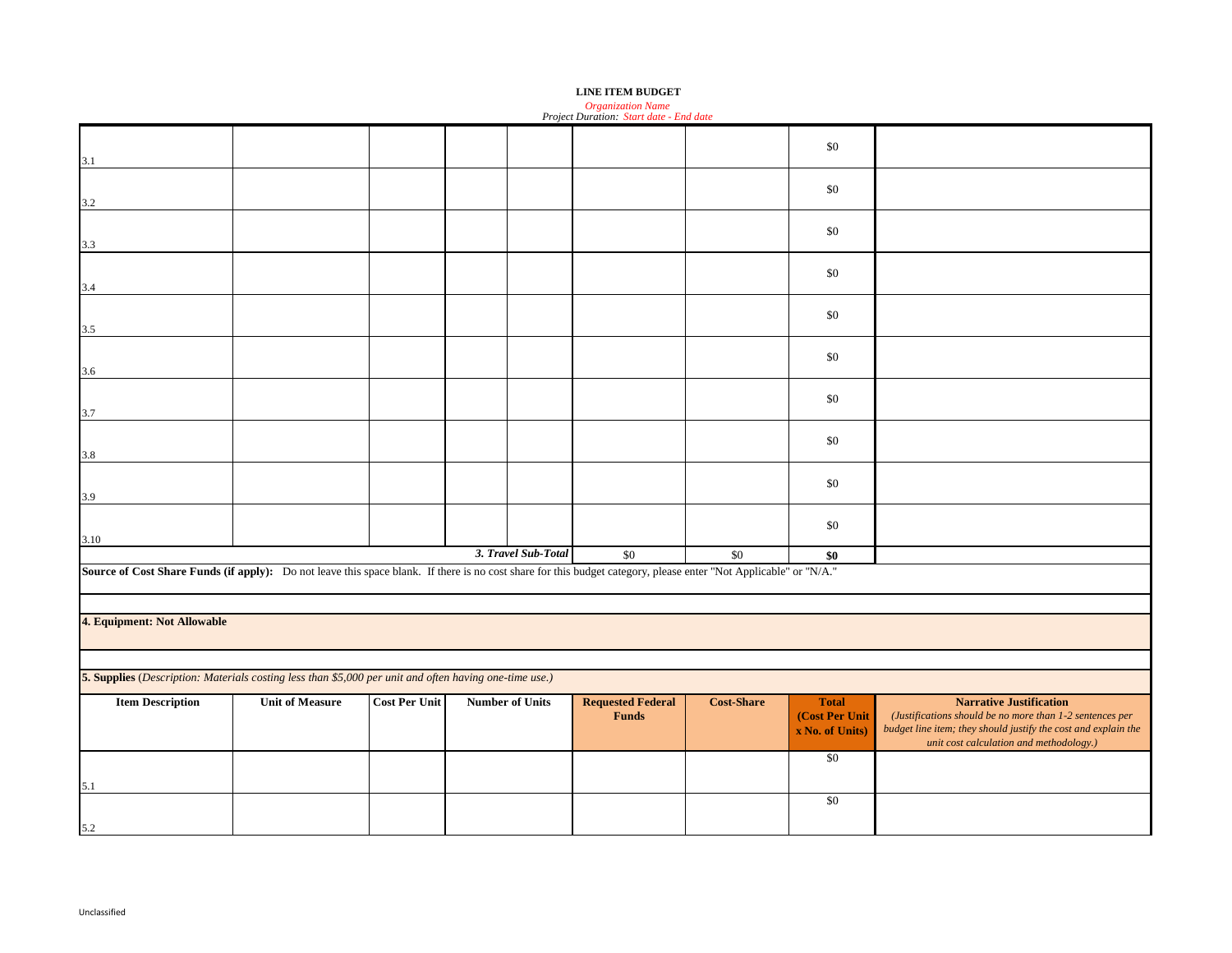**LINE ITEM BUDGET**
*Organization Name*
*Project Duration: Start date - End date*

| | | | | | | | | |
|---|---|---|---|---|---|---|---|---|
| 3.1 | | | | | | | $0 | |
| 3.2 | | | | | | | $0 | |
| 3.3 | | | | | | | $0 | |
| 3.4 | | | | | | | $0 | |
| 3.5 | | | | | | | $0 | |
| 3.6 | | | | | | | $0 | |
| 3.7 | | | | | | | $0 | |
| 3.8 | | | | | | | $0 | |
| 3.9 | | | | | | | $0 | |
| 3.10 | | | | | | | $0 | |
| | | | | ***3. Travel Sub-Total*** | $0 | $0 | **$0** | |

**Source of Cost Share Funds (if apply):** Do not leave this space blank. If there is no cost share for this budget category, please enter "Not Applicable" or "N/A."

**4. Equipment: Not Allowable**

**5. Supplies** (*Description: Materials costing less than $5,000 per unit and often having one-time use.*)

| Item Description | Unit of Measure | Cost Per Unit | Number of Units | Requested Federal Funds | Cost-Share | Total (Cost Per Unit x No. of Units) | Narrative Justification *(Justifications should be no more than 1-2 sentences per budget line item; they should justify the cost and explain the unit cost calculation and methodology.)* |
|---|---|---|---|---|---|---|---|
| 5.1 | | | | | | $0 | |
| 5.2 | | | | | | $0 | |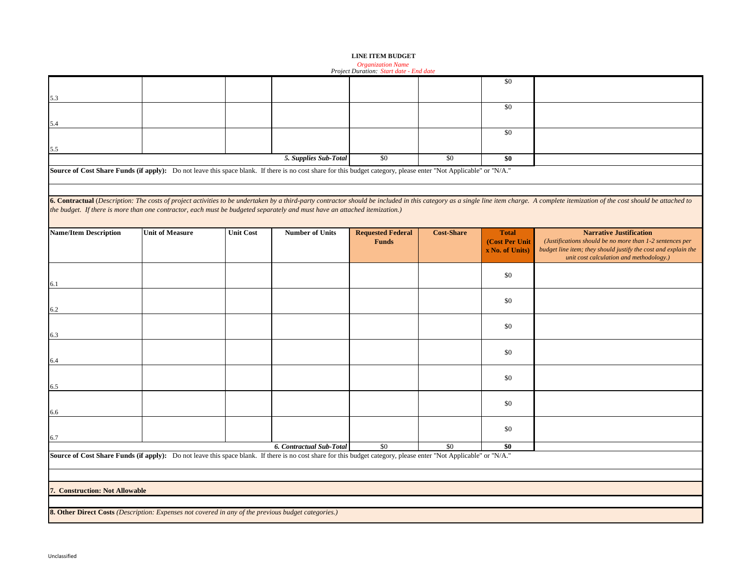**LINE ITEM BUDGET**
*Organization Name*
*Project Duration: Start date - End date*

| | | | | | | | |
|---|---|---|---|---|---|---|---|
| 5.3 | | | | | | $0 | |
| 5.4 | | | | | | $0 | |
| 5.5 | | | | | | $0 | |
| | | | ***5. Supplies Sub-Total*** | $0 | $0 | **$0** | |

**Source of Cost Share Funds (if apply):** Do not leave this space blank. If there is no cost share for this budget category, please enter "Not Applicable" or "N/A."

**6. Contractual** (*Description: The costs of project activities to be undertaken by a third-party contractor should be included in this category as a single line item charge. A complete itemization of the cost should be attached to the budget. If there is more than one contractor, each must be budgeted separately and must have an attached itemization.)*

| Name/Item Description | Unit of Measure | Unit Cost | Number of Units | Requested Federal Funds | Cost-Share | Total (Cost Per Unit x No. of Units) | Narrative Justification *(Justifications should be no more than 1-2 sentences per budget line item; they should justify the cost and explain the unit cost calculation and methodology.)* |
|---|---|---|---|---|---|---|---|
| 6.1 | | | | | | $0 | |
| 6.2 | | | | | | $0 | |
| 6.3 | | | | | | $0 | |
| 6.4 | | | | | | $0 | |
| 6.5 | | | | | | $0 | |
| 6.6 | | | | | | $0 | |
| 6.7 | | | | | | $0 | |
| | | | ***6. Contractual Sub-Total*** | $0 | $0 | **$0** | |

**Source of Cost Share Funds (if apply):** Do not leave this space blank. If there is no cost share for this budget category, please enter "Not Applicable" or "N/A."

**7. Construction: Not Allowable**

**8. Other Direct Costs** *(Description: Expenses not covered in any of the previous budget categories.)*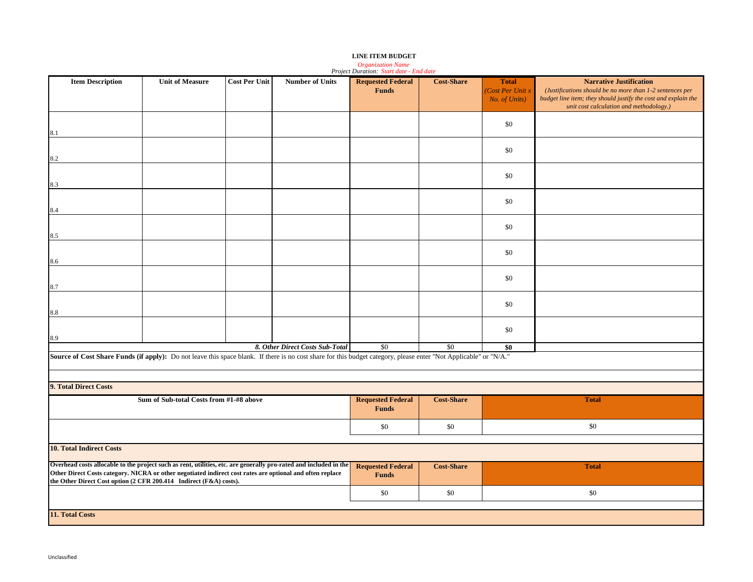**LINE ITEM BUDGET**

*Organization Name*

*Project Duration: Start date - End date*

| Item Description | Unit of Measure | Cost Per Unit | Number of Units | Requested Federal Funds | Cost-Share | Total *(Cost Per Unit x No. of Units)* | Narrative Justification *(Justifications should be no more than 1-2 sentences per budget line item; they should justify the cost and explain the unit cost calculation and methodology.)* |
|---|---|---|---|---|---|---|---|
| 8.1 | | | | | | $0 | |
| 8.2 | | | | | | $0 | |
| 8.3 | | | | | | $0 | |
| 8.4 | | | | | | $0 | |
| 8.5 | | | | | | $0 | |
| 8.6 | | | | | | $0 | |
| 8.7 | | | | | | $0 | |
| 8.8 | | | | | | $0 | |
| 8.9 | | | | | | $0 | |
| | | | ***8. Other Direct Costs Sub-Total*** | $0 | $0 | **$0** | |

**Source of Cost Share Funds (if apply):** Do not leave this space blank. If there is no cost share for this budget category, please enter "Not Applicable" or "N/A."

**9. Total Direct Costs**

| Sum of Sub-total Costs from #1-#8 above | Requested Federal Funds | Cost-Share | Total |
|---|---|---|---|
| | $0 | $0 | $0 |

**10. Total Indirect Costs**

| Overhead costs allocable to the project such as rent, utilities, etc. are generally pro-rated and included in the Other Direct Costs category. NICRA or other negotiated indirect cost rates are optional and often replace the Other Direct Cost option (2 CFR 200.414 Indirect (F&A) costs). | Requested Federal Funds | Cost-Share | Total |
|---|---|---|---|
| | $0 | $0 | $0 |

**11. Total Costs**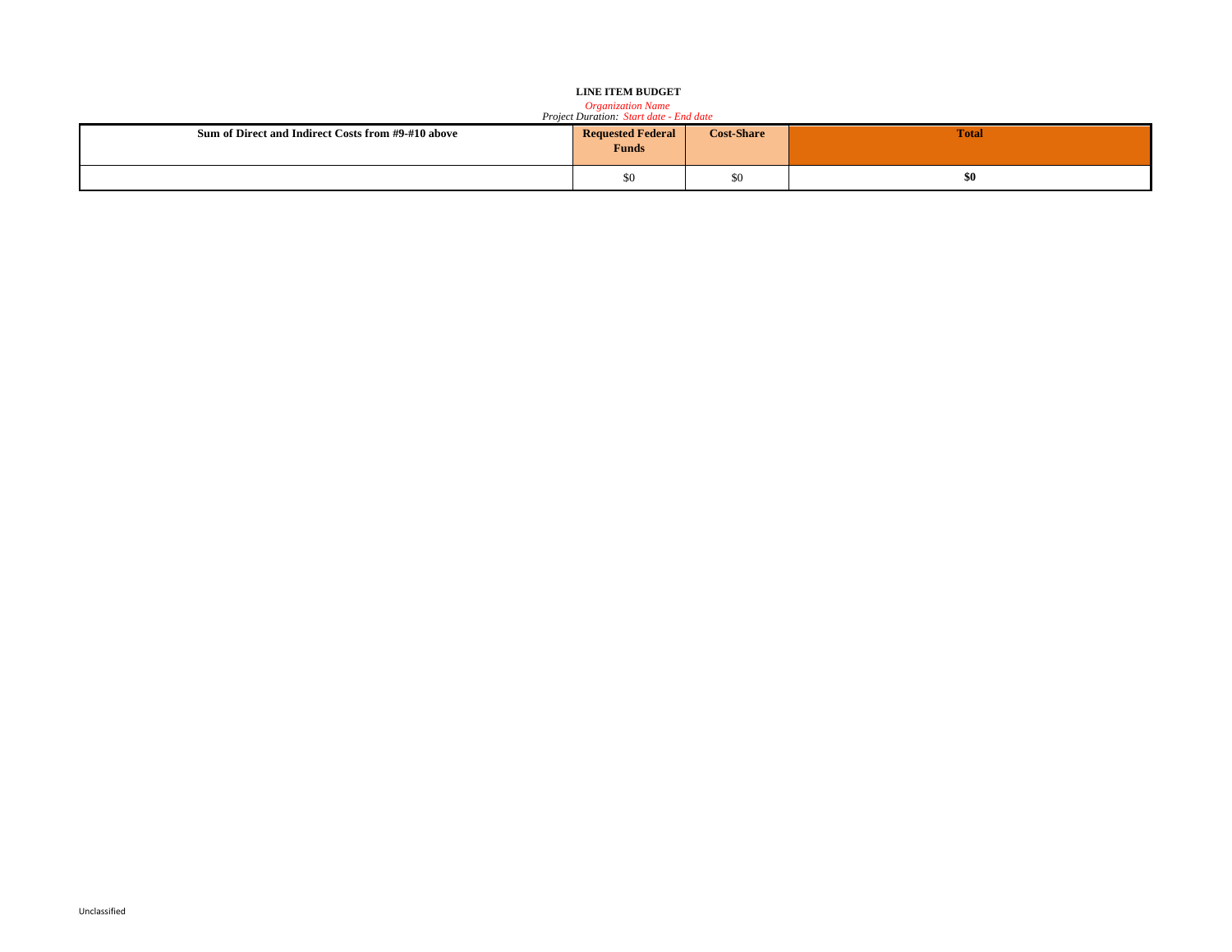**LINE ITEM BUDGET**

*Organization Name*

*Project Duration: Start date - End date*

| Sum of Direct and Indirect Costs from #9-#10 above | Requested Federal Funds | Cost-Share | Total |
|---|---|---|---|
| | $0 | $0 | **$0** |

Unclassified